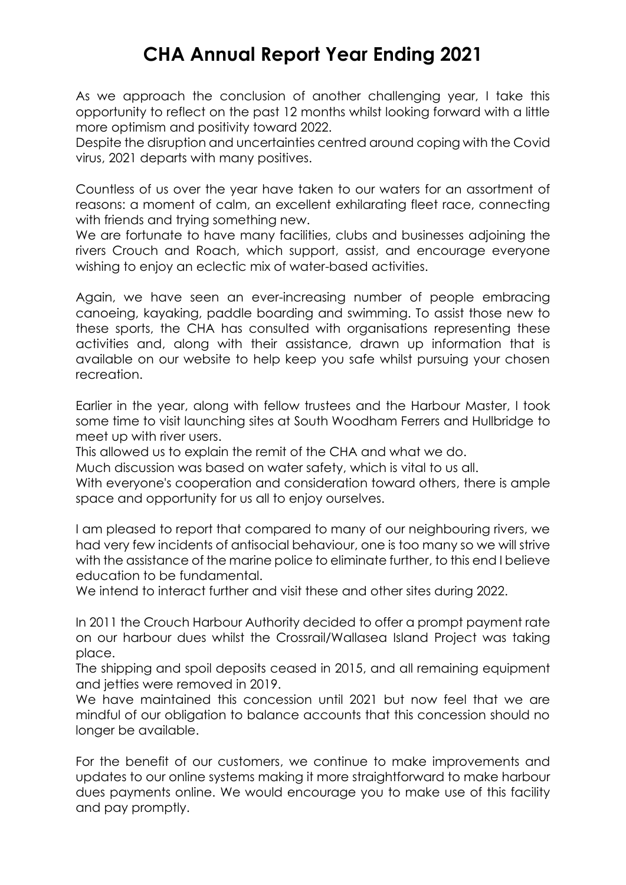# CHA Annual Report Year Ending 2021

As we approach the conclusion of another challenging year, I take this opportunity to reflect on the past 12 months whilst looking forward with a little more optimism and positivity toward 2022.
Despite the disruption and uncertainties centred around coping with the Covid virus, 2021 departs with many positives.

Countless of us over the year have taken to our waters for an assortment of reasons: a moment of calm, an excellent exhilarating fleet race, connecting with friends and trying something new.
We are fortunate to have many facilities, clubs and businesses adjoining the rivers Crouch and Roach, which support, assist, and encourage everyone wishing to enjoy an eclectic mix of water-based activities.

Again, we have seen an ever-increasing number of people embracing canoeing, kayaking, paddle boarding and swimming. To assist those new to these sports, the CHA has consulted with organisations representing these activities and, along with their assistance, drawn up information that is available on our website to help keep you safe whilst pursuing your chosen recreation.

Earlier in the year, along with fellow trustees and the Harbour Master, I took some time to visit launching sites at South Woodham Ferrers and Hullbridge to meet up with river users.
This allowed us to explain the remit of the CHA and what we do.
Much discussion was based on water safety, which is vital to us all.
With everyone's cooperation and consideration toward others, there is ample space and opportunity for us all to enjoy ourselves.

I am pleased to report that compared to many of our neighbouring rivers, we had very few incidents of antisocial behaviour, one is too many so we will strive with the assistance of the marine police to eliminate further, to this end I believe education to be fundamental.
We intend to interact further and visit these and other sites during 2022.

In 2011 the Crouch Harbour Authority decided to offer a prompt payment rate on our harbour dues whilst the Crossrail/Wallasea Island Project was taking place.
The shipping and spoil deposits ceased in 2015, and all remaining equipment and jetties were removed in 2019.
We have maintained this concession until 2021 but now feel that we are mindful of our obligation to balance accounts that this concession should no longer be available.

For the benefit of our customers, we continue to make improvements and updates to our online systems making it more straightforward to make harbour dues payments online. We would encourage you to make use of this facility and pay promptly.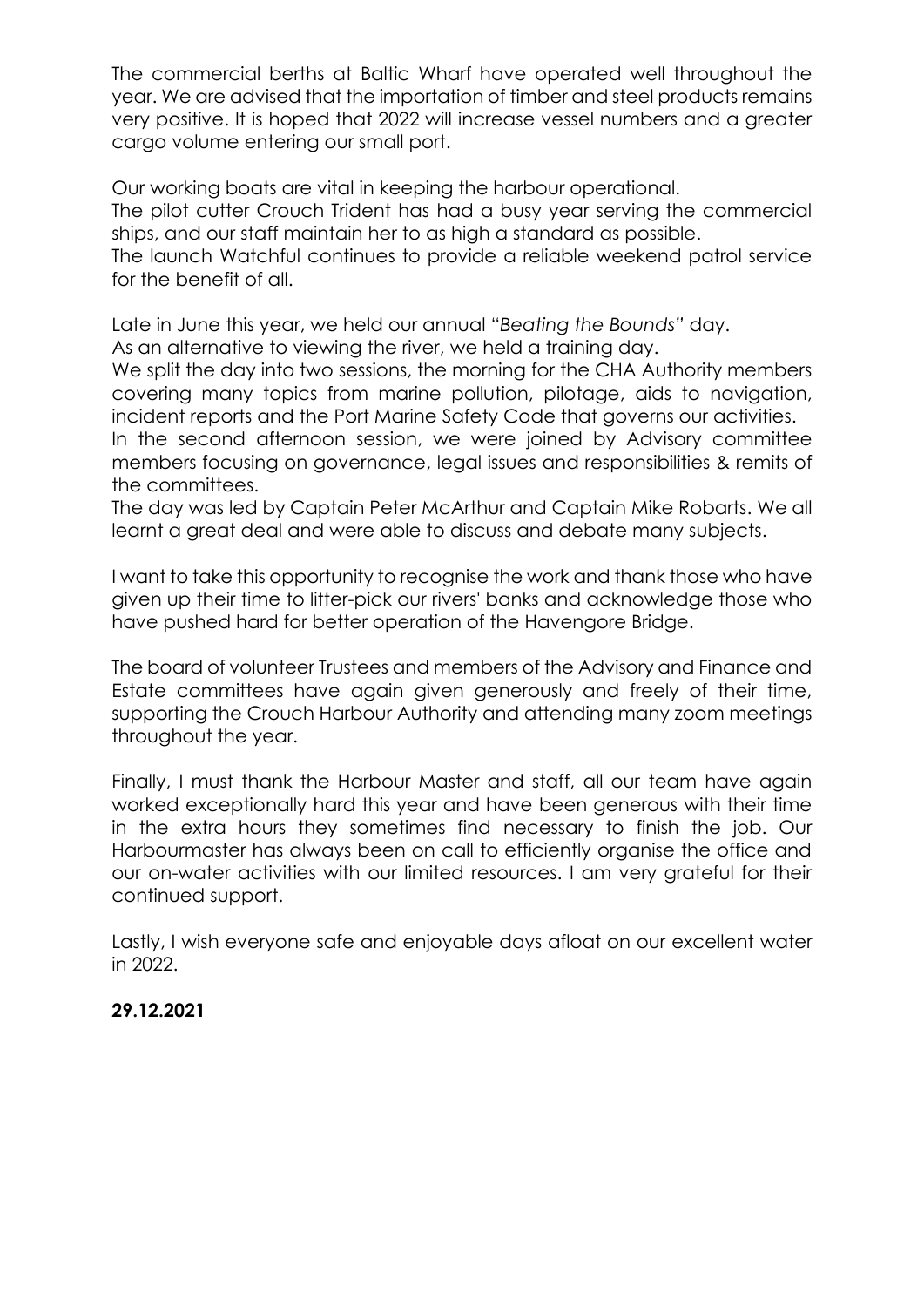The commercial berths at Baltic Wharf have operated well throughout the year. We are advised that the importation of timber and steel products remains very positive. It is hoped that 2022 will increase vessel numbers and a greater cargo volume entering our small port.

Our working boats are vital in keeping the harbour operational.
The pilot cutter Crouch Trident has had a busy year serving the commercial ships, and our staff maintain her to as high a standard as possible.
The launch Watchful continues to provide a reliable weekend patrol service for the benefit of all.

Late in June this year, we held our annual "*Beating the Bounds*" day.
As an alternative to viewing the river, we held a training day.
We split the day into two sessions, the morning for the CHA Authority members covering many topics from marine pollution, pilotage, aids to navigation, incident reports and the Port Marine Safety Code that governs our activities.
In the second afternoon session, we were joined by Advisory committee members focusing on governance, legal issues and responsibilities & remits of the committees.
The day was led by Captain Peter McArthur and Captain Mike Robarts. We all learnt a great deal and were able to discuss and debate many subjects.

I want to take this opportunity to recognise the work and thank those who have given up their time to litter-pick our rivers' banks and acknowledge those who have pushed hard for better operation of the Havengore Bridge.

The board of volunteer Trustees and members of the Advisory and Finance and Estate committees have again given generously and freely of their time, supporting the Crouch Harbour Authority and attending many zoom meetings throughout the year.

Finally, I must thank the Harbour Master and staff, all our team have again worked exceptionally hard this year and have been generous with their time in the extra hours they sometimes find necessary to finish the job. Our Harbourmaster has always been on call to efficiently organise the office and our on-water activities with our limited resources. I am very grateful for their continued support.

Lastly, I wish everyone safe and enjoyable days afloat on our excellent water in 2022.

**29.12.2021**